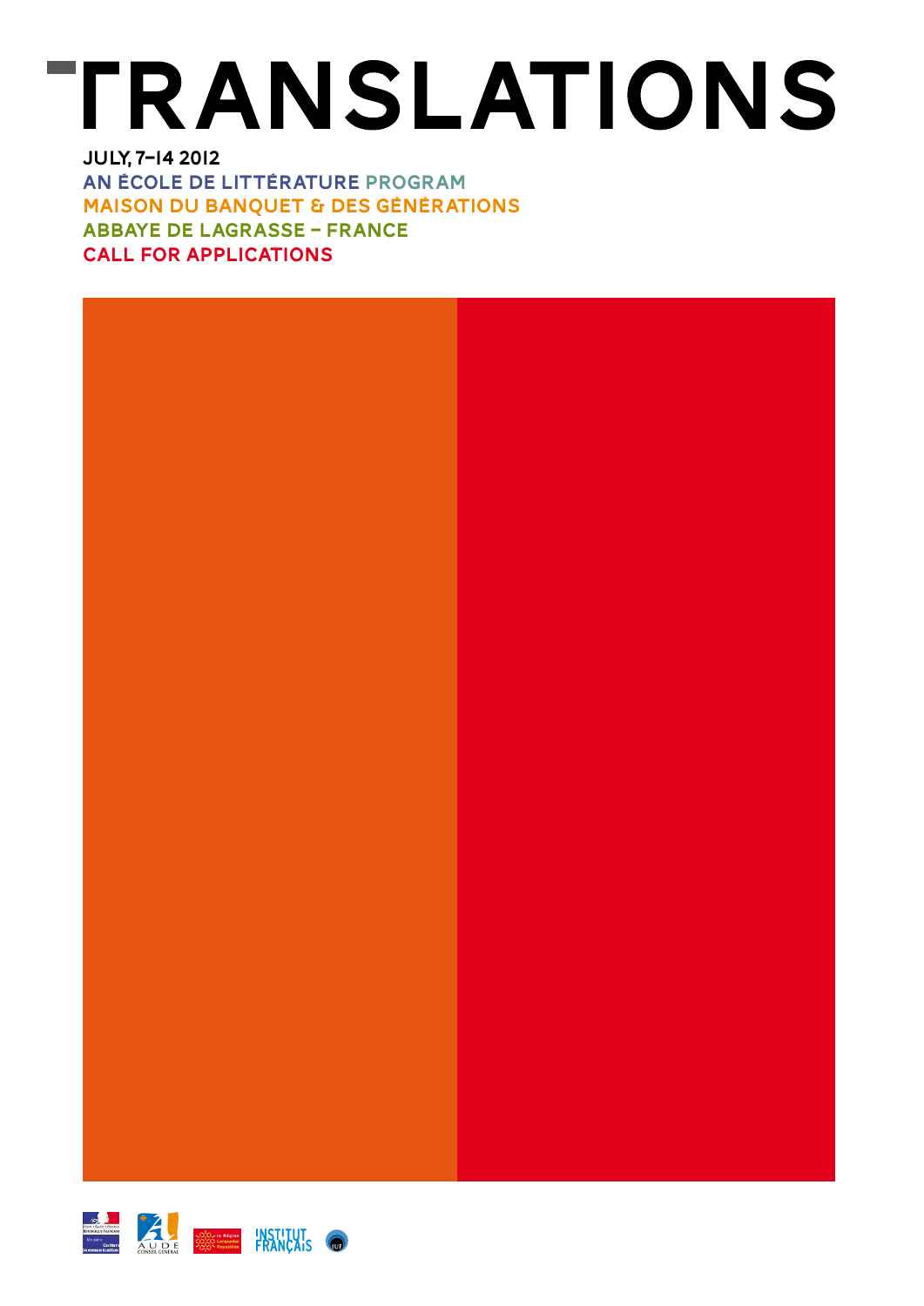# TRANSLATIONS

**JULY, 7–14 2012**

**AN ÉCOLE DE LITTÉRATURE PROGRAM**

**MAISON DU BANQUET & DES GÉNÉRATIONS**

**ABBAYE DE LAGRASSE – FRANCE**

**CALL FOR APPLICATIONS**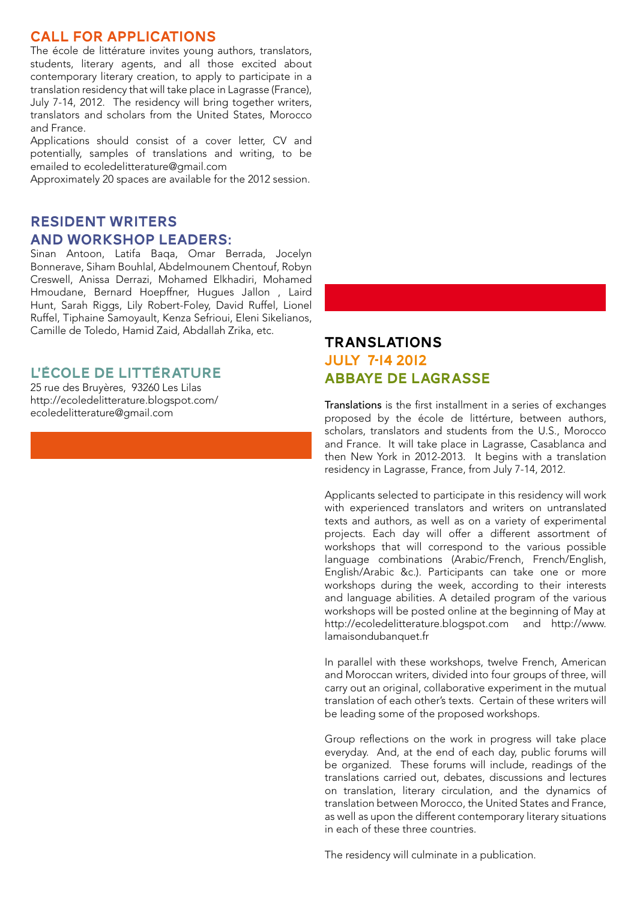## CALL FOR APPLICATIONS

The école de littérature invites young authors, translators, students, literary agents, and all those excited about contemporary literary creation, to apply to participate in a translation residency that will take place in Lagrasse (France), July 7-14, 2012. The residency will bring together writers, translators and scholars from the United States, Morocco and France.

Applications should consist of a cover letter, CV and potentially, samples of translations and writing, to be emailed to ecoledelitterature@gmail.com

Approximately 20 spaces are available for the 2012 session.

## RESIDENT WRITERS AND WORKSHOP LEADERS:

Sinan Antoon, Latifa Baqa, Omar Berrada, Jocelyn Bonnerave, Siham Bouhlal, Abdelmounem Chentouf, Robyn Creswell, Anissa Derrazi, Mohamed Elkhadiri, Mohamed Hmoudane, Bernard Hoepffner, Hugues Jallon , Laird Hunt, Sarah Riggs, Lily Robert-Foley, David Ruffel, Lionel Ruffel, Tiphaine Samoyault, Kenza Sefrioui, Eleni Sikelianos, Camille de Toledo, Hamid Zaid, Abdallah Zrika, etc.

## L'ÉCOLE DE LITTÉRATURE

25 rue des Bruyères, 93260 Les Lilas
http://ecoledelitterature.blogspot.com/
ecoledelitterature@gmail.com

## TRANSLATIONS
## JULY 7-14 2012
## ABBAYE DE LAGRASSE

Translations is the first installment in a series of exchanges proposed by the école de littérture, between authors, scholars, translators and students from the U.S., Morocco and France. It will take place in Lagrasse, Casablanca and then New York in 2012-2013. It begins with a translation residency in Lagrasse, France, from July 7-14, 2012.

Applicants selected to participate in this residency will work with experienced translators and writers on untranslated texts and authors, as well as on a variety of experimental projects. Each day will offer a different assortment of workshops that will correspond to the various possible language combinations (Arabic/French, French/English, English/Arabic &c.). Participants can take one or more workshops during the week, according to their interests and language abilities. A detailed program of the various workshops will be posted online at the beginning of May at http://ecoledelitterature.blogspot.com and http://www.lamaisondubanquet.fr

In parallel with these workshops, twelve French, American and Moroccan writers, divided into four groups of three, will carry out an original, collaborative experiment in the mutual translation of each other's texts. Certain of these writers will be leading some of the proposed workshops.

Group reflections on the work in progress will take place everyday. And, at the end of each day, public forums will be organized. These forums will include, readings of the translations carried out, debates, discussions and lectures on translation, literary circulation, and the dynamics of translation between Morocco, the United States and France, as well as upon the different contemporary literary situations in each of these three countries.

The residency will culminate in a publication.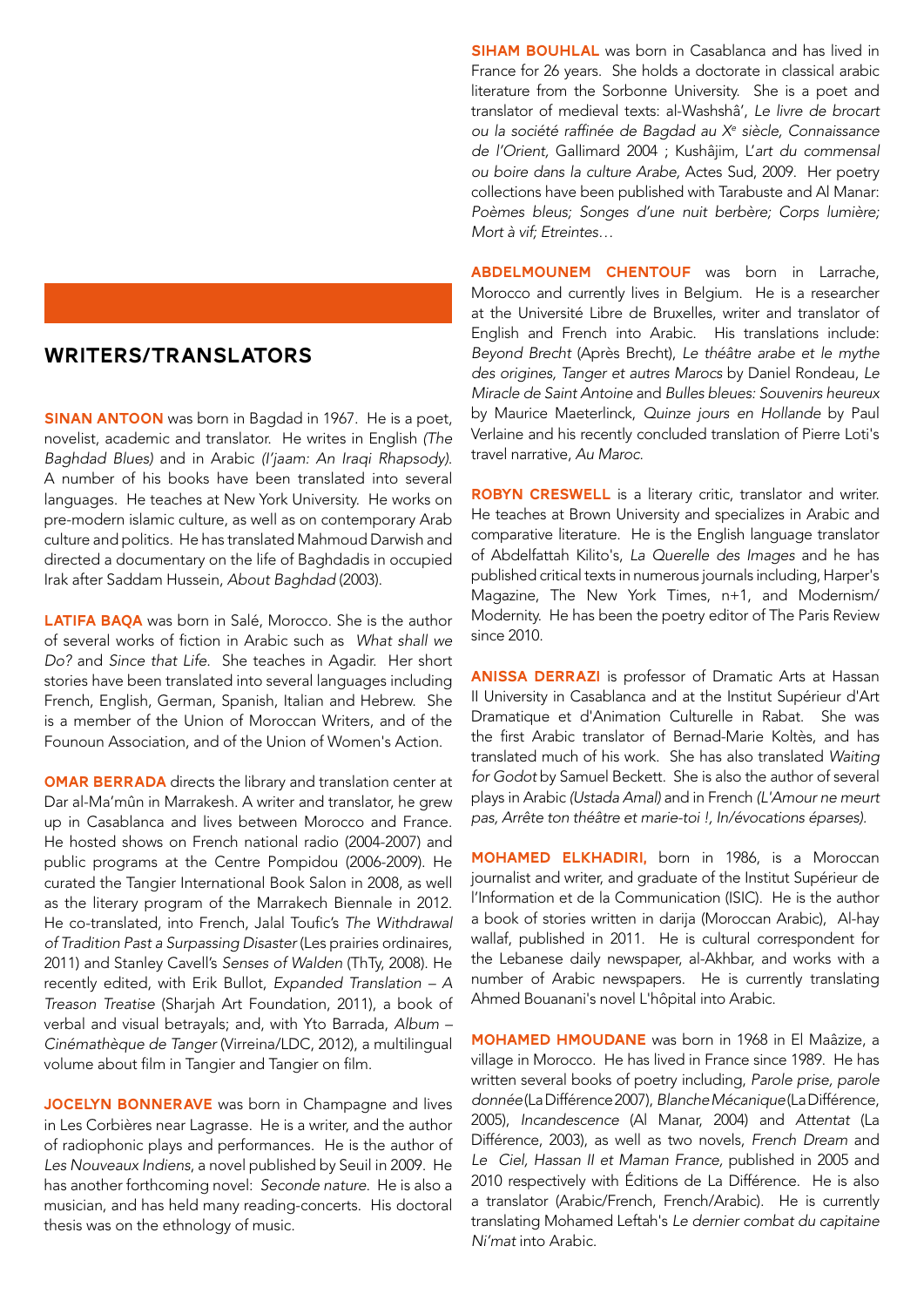## WRITERS/TRANSLATORS

**SINAN ANTOON** was born in Bagdad in 1967. He is a poet, novelist, academic and translator. He writes in English *(The Baghdad Blues)* and in Arabic *(I'jaam: An Iraqi Rhapsody)*. A number of his books have been translated into several languages. He teaches at New York University. He works on pre-modern islamic culture, as well as on contemporary Arab culture and politics. He has translated Mahmoud Darwish and directed a documentary on the life of Baghdadis in occupied Irak after Saddam Hussein, *About Baghdad* (2003).

**LATIFA BAQA** was born in Salé, Morocco. She is the author of several works of fiction in Arabic such as *What shall we Do?* and *Since that Life*. She teaches in Agadir. Her short stories have been translated into several languages including French, English, German, Spanish, Italian and Hebrew. She is a member of the Union of Moroccan Writers, and of the Founoun Association, and of the Union of Women's Action.

**OMAR BERRADA** directs the library and translation center at Dar al-Ma'mûn in Marrakesh. A writer and translator, he grew up in Casablanca and lives between Morocco and France. He hosted shows on French national radio (2004-2007) and public programs at the Centre Pompidou (2006-2009). He curated the Tangier International Book Salon in 2008, as well as the literary program of the Marrakech Biennale in 2012. He co-translated, into French, Jalal Toufic's *The Withdrawal of Tradition Past a Surpassing Disaster* (Les prairies ordinaires, 2011) and Stanley Cavell's *Senses of Walden* (ThTy, 2008). He recently edited, with Erik Bullot, *Expanded Translation – A Treason Treatise* (Sharjah Art Foundation, 2011), a book of verbal and visual betrayals; and, with Yto Barrada, *Album – Cinémathèque de Tanger* (Virreina/LDC, 2012), a multilingual volume about film in Tangier and Tangier on film.

**JOCELYN BONNERAVE** was born in Champagne and lives in Les Corbières near Lagrasse. He is a writer, and the author of radiophonic plays and performances. He is the author of *Les Nouveaux Indiens*, a novel published by Seuil in 2009. He has another forthcoming novel: *Seconde nature*. He is also a musician, and has held many reading-concerts. His doctoral thesis was on the ethnology of music.

**SIHAM BOUHLAL** was born in Casablanca and has lived in France for 26 years. She holds a doctorate in classical arabic literature from the Sorbonne University. She is a poet and translator of medieval texts: al-Washshâ', *Le livre de brocart ou la société raffinée de Bagdad au X^e siècle, Connaissance de l'Orient,* Gallimard 2004 ; Kushâjim, L'*art du commensal ou boire dans la culture Arabe,* Actes Sud, 2009. Her poetry collections have been published with Tarabuste and Al Manar: *Poèmes bleus; Songes d'une nuit berbère; Corps lumière; Mort à vif; Etreintes…*

**ABDELMOUNEM CHENTOUF** was born in Larrache, Morocco and currently lives in Belgium. He is a researcher at the Université Libre de Bruxelles, writer and translator of English and French into Arabic. His translations include: *Beyond Brecht* (Après Brecht), *Le théâtre arabe et le mythe des origines, Tanger et autres Marocs* by Daniel Rondeau, *Le Miracle de Saint Antoine* and *Bulles bleues: Souvenirs heureux* by Maurice Maeterlinck, *Quinze jours en Hollande* by Paul Verlaine and his recently concluded translation of Pierre Loti's travel narrative, *Au Maroc*.

**ROBYN CRESWELL** is a literary critic, translator and writer. He teaches at Brown University and specializes in Arabic and comparative literature. He is the English language translator of Abdelfattah Kilito's, *La Querelle des Images* and he has published critical texts in numerous journals including, Harper's Magazine, The New York Times, n+1, and Modernism/Modernity. He has been the poetry editor of The Paris Review since 2010.

**ANISSA DERRAZI** is professor of Dramatic Arts at Hassan II University in Casablanca and at the Institut Supérieur d'Art Dramatique et d'Animation Culturelle in Rabat. She was the first Arabic translator of Bernad-Marie Koltès, and has translated much of his work. She has also translated *Waiting for Godot* by Samuel Beckett. She is also the author of several plays in Arabic *(Ustada Amal)* and in French *(L'Amour ne meurt pas, Arrête ton théâtre et marie-toi !, In/évocations éparses)*.

**MOHAMED ELKHADIRI,** born in 1986, is a Moroccan journalist and writer, and graduate of the Institut Supérieur de l'Information et de la Communication (ISIC). He is the author a book of stories written in darija (Moroccan Arabic), Al-hay wallaf, published in 2011. He is cultural correspondent for the Lebanese daily newspaper, al-Akhbar, and works with a number of Arabic newspapers. He is currently translating Ahmed Bouanani's novel L'hôpital into Arabic.

**MOHAMED HMOUDANE** was born in 1968 in El Maâzize, a village in Morocco. He has lived in France since 1989. He has written several books of poetry including, *Parole prise, parole donnée* (La Différence 2007), *Blanche Mécanique* (La Différence, 2005), *Incandescence* (Al Manar, 2004) and *Attentat* (La Différence, 2003), as well as two novels, *French Dream* and *Le Ciel, Hassan II et Maman France,* published in 2005 and 2010 respectively with Éditions de La Différence. He is also a translator (Arabic/French, French/Arabic). He is currently translating Mohamed Leftah's *Le dernier combat du capitaine Ni'mat* into Arabic.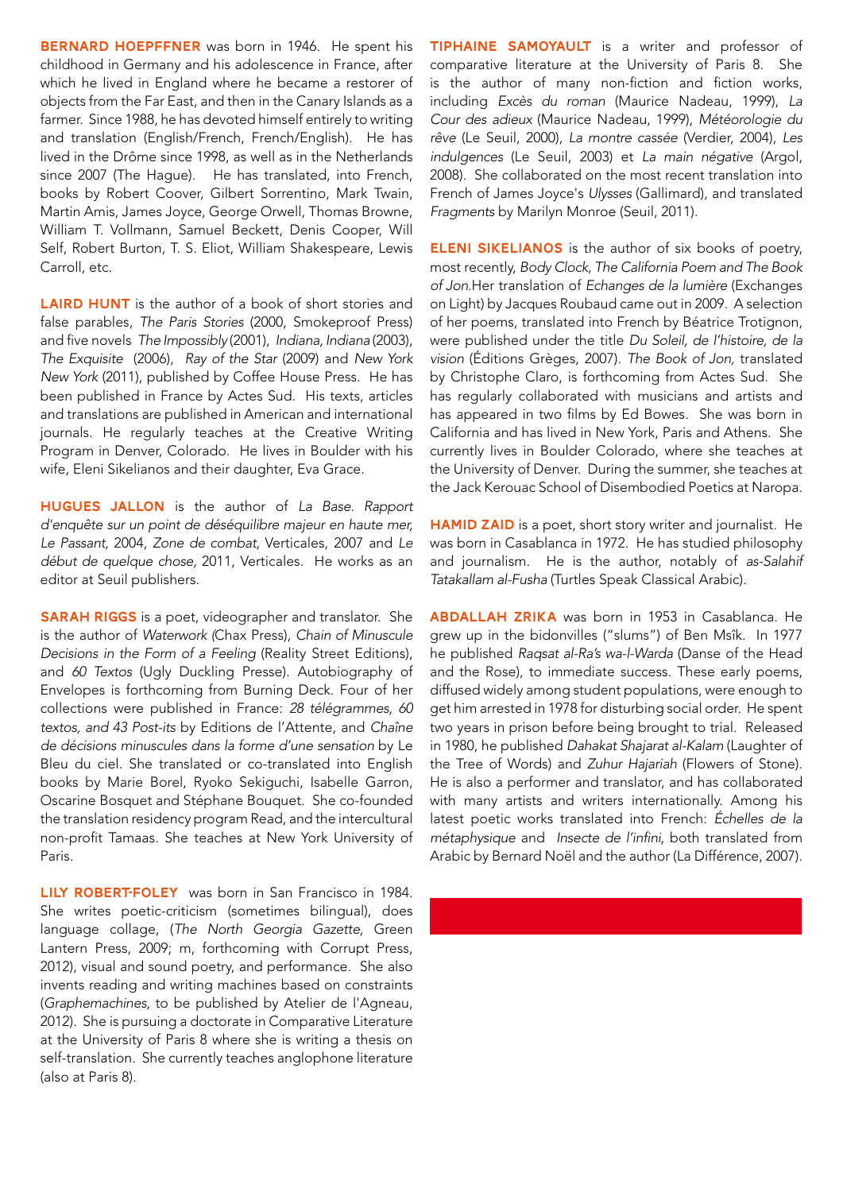**BERNARD HOEPFFNER** was born in 1946. He spent his childhood in Germany and his adolescence in France, after which he lived in England where he became a restorer of objects from the Far East, and then in the Canary Islands as a farmer. Since 1988, he has devoted himself entirely to writing and translation (English/French, French/English). He has lived in the Drôme since 1998, as well as in the Netherlands since 2007 (The Hague). He has translated, into French, books by Robert Coover, Gilbert Sorrentino, Mark Twain, Martin Amis, James Joyce, George Orwell, Thomas Browne, William T. Vollmann, Samuel Beckett, Denis Cooper, Will Self, Robert Burton, T. S. Eliot, William Shakespeare, Lewis Carroll, etc.

**LAIRD HUNT** is the author of a book of short stories and false parables, *The Paris Stories* (2000, Smokeproof Press) and five novels *The Impossibly* (2001), *Indiana, Indiana* (2003), *The Exquisite* (2006), *Ray of the Star* (2009) and *New York New York* (2011), published by Coffee House Press. He has been published in France by Actes Sud. His texts, articles and translations are published in American and international journals. He regularly teaches at the Creative Writing Program in Denver, Colorado. He lives in Boulder with his wife, Eleni Sikelianos and their daughter, Eva Grace.

**HUGUES JALLON** is the author of *La Base. Rapport d'enquête sur un point de déséquilibre majeur en haute mer, Le Passant,* 2004, *Zone de combat,* Verticales, 2007 and *Le début de quelque chose,* 2011, Verticales. He works as an editor at Seuil publishers.

**SARAH RIGGS** is a poet, videographer and translator. She is the author of *Waterwork (*Chax Press), *Chain of Minuscule Decisions in the Form of a Feeling* (Reality Street Editions), and *60 Textos* (Ugly Duckling Presse). Autobiography of Envelopes is forthcoming from Burning Deck. Four of her collections were published in France: *28 télégrammes, 60 textos, and 43 Post-its* by Editions de l'Attente, and *Chaîne de décisions minuscules dans la forme d'une sensation* by Le Bleu du ciel. She translated or co-translated into English books by Marie Borel, Ryoko Sekiguchi, Isabelle Garron, Oscarine Bosquet and Stéphane Bouquet. She co-founded the translation residency program Read, and the intercultural non-profit Tamaas. She teaches at New York University of Paris.

**LILY ROBERT-FOLEY** was born in San Francisco in 1984. She writes poetic-criticism (sometimes bilingual), does language collage, (*The North Georgia Gazette,* Green Lantern Press, 2009; m, forthcoming with Corrupt Press, 2012), visual and sound poetry, and performance. She also invents reading and writing machines based on constraints (*Graphemachines,* to be published by Atelier de l'Agneau, 2012). She is pursuing a doctorate in Comparative Literature at the University of Paris 8 where she is writing a thesis on self-translation. She currently teaches anglophone literature (also at Paris 8).

**TIPHAINE SAMOYAULT** is a writer and professor of comparative literature at the University of Paris 8. She is the author of many non-fiction and fiction works, including *Excès du roman* (Maurice Nadeau, 1999), *La Cour des adieux* (Maurice Nadeau, 1999), *Météorologie du rêve* (Le Seuil, 2000), *La montre cassée* (Verdier, 2004), *Les indulgences* (Le Seuil, 2003) et *La main négative* (Argol, 2008). She collaborated on the most recent translation into French of James Joyce's *Ulysses* (Gallimard), and translated *Fragments* by Marilyn Monroe (Seuil, 2011).

**ELENI SIKELIANOS** is the author of six books of poetry, most recently, *Body Clock, The California Poem and The Book of Jon.*Her translation of *Echanges de la lumière* (Exchanges on Light) by Jacques Roubaud came out in 2009. A selection of her poems, translated into French by Béatrice Trotignon, were published under the title *Du Soleil, de l'histoire, de la vision* (Éditions Grèges, 2007). *The Book of Jon,* translated by Christophe Claro, is forthcoming from Actes Sud. She has regularly collaborated with musicians and artists and has appeared in two films by Ed Bowes. She was born in California and has lived in New York, Paris and Athens. She currently lives in Boulder Colorado, where she teaches at the University of Denver. During the summer, she teaches at the Jack Kerouac School of Disembodied Poetics at Naropa.

**HAMID ZAID** is a poet, short story writer and journalist. He was born in Casablanca in 1972. He has studied philosophy and journalism. He is the author, notably of *as-Salahif Tatakallam al-Fusha* (Turtles Speak Classical Arabic).

**ABDALLAH ZRIKA** was born in 1953 in Casablanca. He grew up in the bidonvilles ("slums") of Ben Msîk. In 1977 he published *Raqsat al-Ra's wa-l-Warda* (Danse of the Head and the Rose), to immediate success. These early poems, diffused widely among student populations, were enough to get him arrested in 1978 for disturbing social order. He spent two years in prison before being brought to trial. Released in 1980, he published *Dahakat Shajarat al-Kalam* (Laughter of the Tree of Words) and *Zuhur Hajariah* (Flowers of Stone). He is also a performer and translator, and has collaborated with many artists and writers internationally. Among his latest poetic works translated into French: *Échelles de la métaphysique* and *Insecte de l'infini,* both translated from Arabic by Bernard Noël and the author (La Différence, 2007).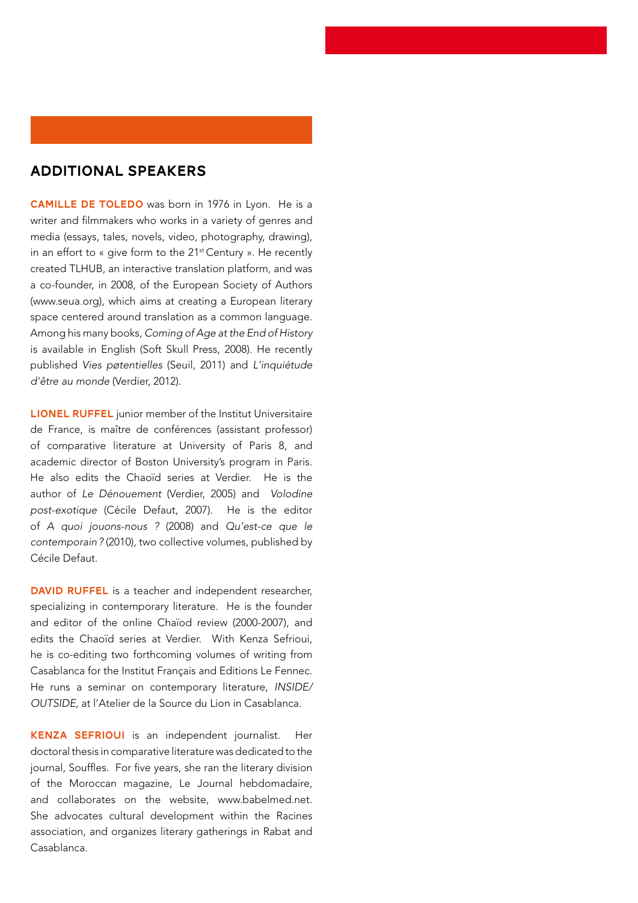## ADDITIONAL SPEAKERS

**CAMILLE DE TOLEDO** was born in 1976 in Lyon. He is a writer and filmmakers who works in a variety of genres and media (essays, tales, novels, video, photography, drawing), in an effort to « give form to the 21st Century ». He recently created TLHUB, an interactive translation platform, and was a co-founder, in 2008, of the European Society of Authors (www.seua.org), which aims at creating a European literary space centered around translation as a common language. Among his many books, *Coming of Age at the End of History* is available in English (Soft Skull Press, 2008). He recently published *Vies pøtentielles* (Seuil, 2011) and *L'inquiétude d'être au monde* (Verdier, 2012).

**LIONEL RUFFEL** junior member of the Institut Universitaire de France, is maître de conférences (assistant professor) of comparative literature at University of Paris 8, and academic director of Boston University's program in Paris. He also edits the Chaoïd series at Verdier. He is the author of *Le Dénouement* (Verdier, 2005) and *Volodine post-exotique* (Cécile Defaut, 2007). He is the editor of *A quoi jouons-nous ?* (2008) and *Qu'est-ce que le contemporain ?* (2010), two collective volumes, published by Cécile Defaut.

**DAVID RUFFEL** is a teacher and independent researcher, specializing in contemporary literature. He is the founder and editor of the online Chaïod review (2000-2007), and edits the Chaoïd series at Verdier. With Kenza Sefrioui, he is co-editing two forthcoming volumes of writing from Casablanca for the Institut Français and Editions Le Fennec. He runs a seminar on contemporary literature, *INSIDE/ OUTSIDE*, at l'Atelier de la Source du Lion in Casablanca.

**KENZA SEFRIOUI** is an independent journalist. Her doctoral thesis in comparative literature was dedicated to the journal, Souffles. For five years, she ran the literary division of the Moroccan magazine, Le Journal hebdomadaire, and collaborates on the website, www.babelmed.net. She advocates cultural development within the Racines association, and organizes literary gatherings in Rabat and Casablanca.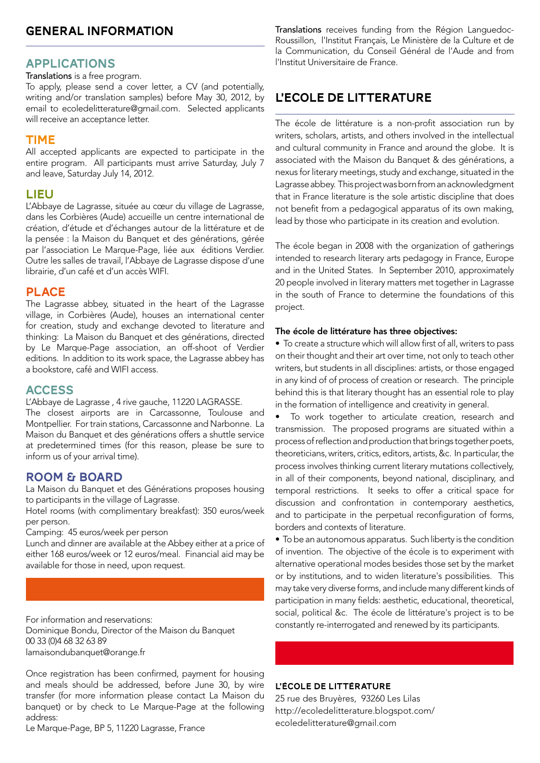## GENERAL INFORMATION

### APPLICATIONS

**Translations** is a free program.

To apply, please send a cover letter, a CV (and potentially, writing and/or translation samples) before May 30, 2012, by email to ecoledelitterature@gmail.com. Selected applicants will receive an acceptance letter.

### TIME

All accepted applicants are expected to participate in the entire program. All participants must arrive Saturday, July 7 and leave, Saturday July 14, 2012.

### LIEU

L'Abbaye de Lagrasse, située au cœur du village de Lagrasse, dans les Corbières (Aude) accueille un centre international de création, d'étude et d'échanges autour de la littérature et de la pensée : la Maison du Banquet et des générations, gérée par l'association Le Marque-Page, liée aux éditions Verdier. Outre les salles de travail, l'Abbaye de Lagrasse dispose d'une librairie, d'un café et d'un accès WIFI.

### PLACE

The Lagrasse abbey, situated in the heart of the Lagrasse village, in Corbières (Aude), houses an international center for creation, study and exchange devoted to literature and thinking: La Maison du Banquet et des générations, directed by Le Marque-Page association, an off-shoot of Verdier editions. In addition to its work space, the Lagrasse abbey has a bookstore, café and WIFI access.

### ACCESS

L'Abbaye de Lagrasse , 4 rive gauche, 11220 LAGRASSE.

The closest airports are in Carcassonne, Toulouse and Montpellier. For train stations, Carcassonne and Narbonne. La Maison du Banquet et des générations offers a shuttle service at predetermined times (for this reason, please be sure to inform us of your arrival time).

### ROOM & BOARD

La Maison du Banquet et des Générations proposes housing to participants in the village of Lagrasse.

Hotel rooms (with complimentary breakfast): 350 euros/week per person.

Camping: 45 euros/week per person

Lunch and dinner are available at the Abbey either at a price of either 168 euros/week or 12 euros/meal. Financial aid may be available for those in need, upon request.

For information and reservations:
Dominique Bondu, Director of the Maison du Banquet
00 33 (0)4 68 32 63 89
lamaisondubanquet@orange.fr

Once registration has been confirmed, payment for housing and meals should be addressed, before June 30, by wire transfer (for more information please contact La Maison du banquet) or by check to Le Marque-Page at the following address:
Le Marque-Page, BP 5, 11220 Lagrasse, France

**Translations** receives funding from the Région Languedoc-Roussillon, l'Institut Français, Le Ministère de la Culture et de la Communication, du Conseil Général de l'Aude and from l'Institut Universitaire de France.

## L'ECOLE DE LITTERATURE

The école de littérature is a non-profit association run by writers, scholars, artists, and others involved in the intellectual and cultural community in France and around the globe. It is associated with the Maison du Banquet & des générations, a nexus for literary meetings, study and exchange, situated in the Lagrasse abbey. This project was born from an acknowledgment that in France literature is the sole artistic discipline that does not benefit from a pedagogical apparatus of its own making, lead by those who participate in its creation and evolution.

The école began in 2008 with the organization of gatherings intended to research literary arts pedagogy in France, Europe and in the United States. In September 2010, approximately 20 people involved in literary matters met together in Lagrasse in the south of France to determine the foundations of this project.

**The école de littérature has three objectives:**

- To create a structure which will allow first of all, writers to pass on their thought and their art over time, not only to teach other writers, but students in all disciplines: artists, or those engaged in any kind of of process of creation or research. The principle behind this is that literary thought has an essential role to play in the formation of intelligence and creativity in general.
- To work together to articulate creation, research and transmission. The proposed programs are situated within a process of reflection and production that brings together poets, theoreticians, writers, critics, editors, artists, &c. In particular, the process involves thinking current literary mutations collectively, in all of their components, beyond national, disciplinary, and temporal restrictions. It seeks to offer a critical space for discussion and confrontation in contemporary aesthetics, and to participate in the perpetual reconfiguration of forms, borders and contexts of literature.
- To be an autonomous apparatus. Such liberty is the condition of invention. The objective of the école is to experiment with alternative operational modes besides those set by the market or by institutions, and to widen literature's possibilities. This may take very diverse forms, and include many different kinds of participation in many fields: aesthetic, educational, theoretical, social, political &c. The école de littérature's project is to be constantly re-interrogated and renewed by its participants.

**L'ÉCOLE DE LITTÉRATURE**
25 rue des Bruyères, 93260 Les Lilas
http://ecoledelitterature.blogspot.com/
ecoledelitterature@gmail.com